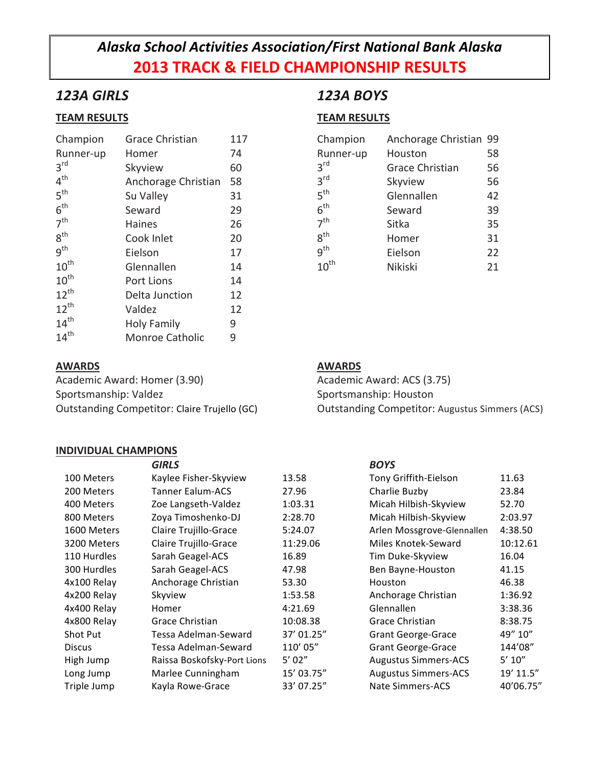# *Alaska School Activities Association/First National Bank Alaska*
# 2013 TRACK & FIELD CHAMPIONSHIP RESULTS

## *123A GIRLS*

### TEAM RESULTS

| Place | Team | Points |
|---|---|---|
| Champion | Grace Christian | 117 |
| Runner-up | Homer | 74 |
| 3rd | Skyview | 60 |
| 4th | Anchorage Christian | 58 |
| 5th | Su Valley | 31 |
| 6th | Seward | 29 |
| 7th | Haines | 26 |
| 8th | Cook Inlet | 20 |
| 9th | Eielson | 17 |
| 10th | Glennallen | 14 |
| 10th | Port Lions | 14 |
| 12th | Delta Junction | 12 |
| 12th | Valdez | 12 |
| 14th | Holy Family | 9 |
| 14th | Monroe Catholic | 9 |

### AWARDS

Academic Award: Homer (3.90)
Sportsmanship: Valdez
Outstanding Competitor: Claire Trujello (GC)

## *123A BOYS*

### TEAM RESULTS

| Place | Team | Points |
|---|---|---|
| Champion | Anchorage Christian | 99 |
| Runner-up | Houston | 58 |
| 3rd | Grace Christian | 56 |
| 3rd | Skyview | 56 |
| 5th | Glennallen | 42 |
| 6th | Seward | 39 |
| 7th | Sitka | 35 |
| 8th | Homer | 31 |
| 9th | Eielson | 22 |
| 10th | Nikiski | 21 |

### AWARDS

Academic Award: ACS (3.75)
Sportsmanship: Houston
Outstanding Competitor: Augustus Simmers (ACS)

### INDIVIDUAL CHAMPIONS

| Event | *GIRLS* | | *BOYS* | |
|---|---|---|---|---|
| 100 Meters | Kaylee Fisher-Skyview | 13.58 | Tony Griffith-Eielson | 11.63 |
| 200 Meters | Tanner Ealum-ACS | 27.96 | Charlie Buzby | 23.84 |
| 400 Meters | Zoe Langseth-Valdez | 1:03.31 | Micah Hilbish-Skyview | 52.70 |
| 800 Meters | Zoya Timoshenko-DJ | 2:28.70 | Micah Hilbish-Skyview | 2:03.97 |
| 1600 Meters | Claire Trujillo-Grace | 5:24.07 | Arlen Mossgrove-Glennallen | 4:38.50 |
| 3200 Meters | Claire Trujillo-Grace | 11:29.06 | Miles Knotek-Seward | 10:12.61 |
| 110 Hurdles | Sarah Geagel-ACS | 16.89 | Tim Duke-Skyview | 16.04 |
| 300 Hurdles | Sarah Geagel-ACS | 47.98 | Ben Bayne-Houston | 41.15 |
| 4x100 Relay | Anchorage Christian | 53.30 | Houston | 46.38 |
| 4x200 Relay | Skyview | 1:53.58 | Anchorage Christian | 1:36.92 |
| 4x400 Relay | Homer | 4:21.69 | Glennallen | 3:38.36 |
| 4x800 Relay | Grace Christian | 10:08.38 | Grace Christian | 8:38.75 |
| Shot Put | Tessa Adelman-Seward | 37' 01.25" | Grant George-Grace | 49" 10" |
| Discus | Tessa Adelman-Seward | 110' 05" | Grant George-Grace | 144'08" |
| High Jump | Raissa Boskofsky-Port Lions | 5' 02" | Augustus Simmers-ACS | 5' 10" |
| Long Jump | Marlee Cunningham | 15' 03.75" | Augustus Simmers-ACS | 19' 11.5" |
| Triple Jump | Kayla Rowe-Grace | 33' 07.25" | Nate Simmers-ACS | 40'06.75" |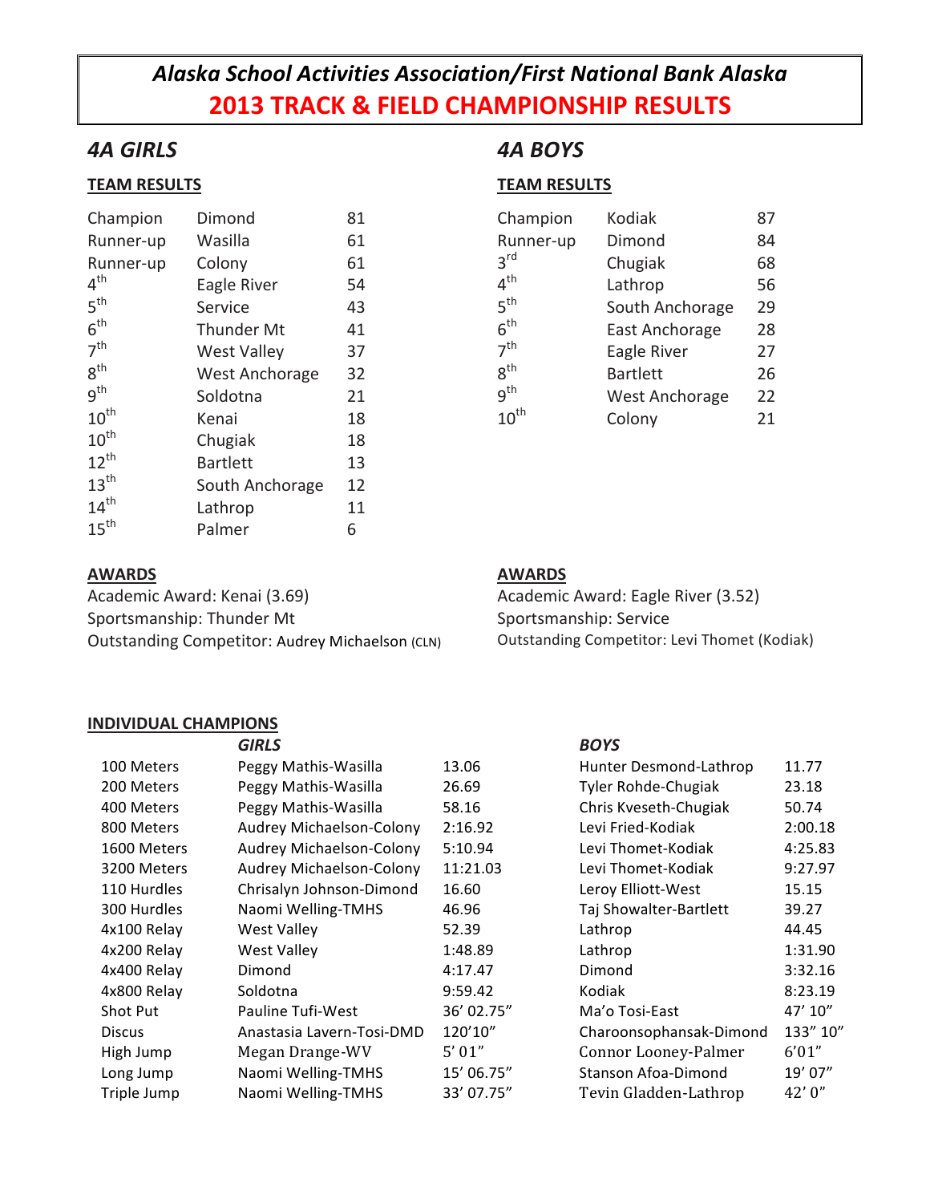# *Alaska School Activities Association/First National Bank Alaska*
# 2013 TRACK & FIELD CHAMPIONSHIP RESULTS

## *4A GIRLS*

**TEAM RESULTS**

| | | |
|---|---|---|
| Champion | Dimond | 81 |
| Runner-up | Wasilla | 61 |
| Runner-up | Colony | 61 |
| 4th | Eagle River | 54 |
| 5th | Service | 43 |
| 6th | Thunder Mt | 41 |
| 7th | West Valley | 37 |
| 8th | West Anchorage | 32 |
| 9th | Soldotna | 21 |
| 10th | Kenai | 18 |
| 10th | Chugiak | 18 |
| 12th | Bartlett | 13 |
| 13th | South Anchorage | 12 |
| 14th | Lathrop | 11 |
| 15th | Palmer | 6 |

**AWARDS**

Academic Award: Kenai (3.69)
Sportsmanship: Thunder Mt
Outstanding Competitor: Audrey Michaelson (CLN)

## *4A BOYS*

**TEAM RESULTS**

| | | |
|---|---|---|
| Champion | Kodiak | 87 |
| Runner-up | Dimond | 84 |
| 3rd | Chugiak | 68 |
| 4th | Lathrop | 56 |
| 5th | South Anchorage | 29 |
| 6th | East Anchorage | 28 |
| 7th | Eagle River | 27 |
| 8th | Bartlett | 26 |
| 9th | West Anchorage | 22 |
| 10th | Colony | 21 |

**AWARDS**

Academic Award: Eagle River (3.52)
Sportsmanship: Service
Outstanding Competitor: Levi Thomet (Kodiak)

**INDIVIDUAL CHAMPIONS**

| | *GIRLS* | | *BOYS* | |
|---|---|---|---|---|
| 100 Meters | Peggy Mathis-Wasilla | 13.06 | Hunter Desmond-Lathrop | 11.77 |
| 200 Meters | Peggy Mathis-Wasilla | 26.69 | Tyler Rohde-Chugiak | 23.18 |
| 400 Meters | Peggy Mathis-Wasilla | 58.16 | Chris Kveseth-Chugiak | 50.74 |
| 800 Meters | Audrey Michaelson-Colony | 2:16.92 | Levi Fried-Kodiak | 2:00.18 |
| 1600 Meters | Audrey Michaelson-Colony | 5:10.94 | Levi Thomet-Kodiak | 4:25.83 |
| 3200 Meters | Audrey Michaelson-Colony | 11:21.03 | Levi Thomet-Kodiak | 9:27.97 |
| 110 Hurdles | Chrisalyn Johnson-Dimond | 16.60 | Leroy Elliott-West | 15.15 |
| 300 Hurdles | Naomi Welling-TMHS | 46.96 | Taj Showalter-Bartlett | 39.27 |
| 4x100 Relay | West Valley | 52.39 | Lathrop | 44.45 |
| 4x200 Relay | West Valley | 1:48.89 | Lathrop | 1:31.90 |
| 4x400 Relay | Dimond | 4:17.47 | Dimond | 3:32.16 |
| 4x800 Relay | Soldotna | 9:59.42 | Kodiak | 8:23.19 |
| Shot Put | Pauline Tufi-West | 36' 02.75" | Ma'o Tosi-East | 47' 10" |
| Discus | Anastasia Lavern-Tosi-DMD | 120'10" | Charoonsophansak-Dimond | 133" 10" |
| High Jump | Megan Drange-WV | 5' 01" | Connor Looney-Palmer | 6'01" |
| Long Jump | Naomi Welling-TMHS | 15' 06.75" | Stanson Afoa-Dimond | 19' 07" |
| Triple Jump | Naomi Welling-TMHS | 33' 07.75" | Tevin Gladden-Lathrop | 42' 0" |